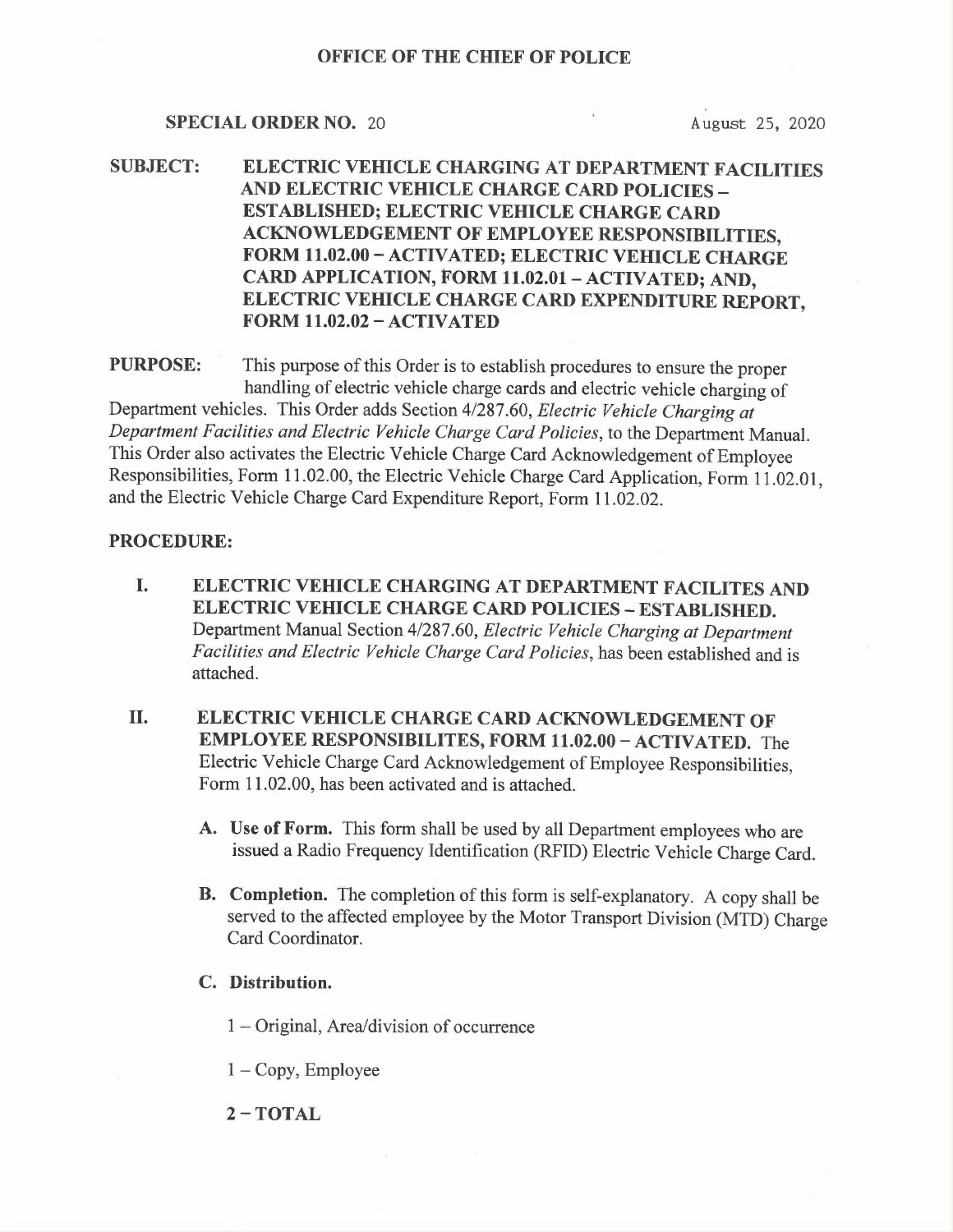# OFFICE OF THE CHIEF OF POLICE

**SPECIAL ORDER NO.** 20 August 25, 2020

**SUBJECT: ELECTRIC VEHICLE CHARGING AT DEPARTMENT FACILITIES AND ELECTRIC VEHICLE CHARGE CARD POLICIES – ESTABLISHED; ELECTRIC VEHICLE CHARGE CARD ACKNOWLEDGEMENT OF EMPLOYEE RESPONSIBILITIES, FORM 11.02.00 – ACTIVATED; ELECTRIC VEHICLE CHARGE CARD APPLICATION, FORM 11.02.01 – ACTIVATED; AND, ELECTRIC VEHICLE CHARGE CARD EXPENDITURE REPORT, FORM 11.02.02 – ACTIVATED**

**PURPOSE:** This purpose of this Order is to establish procedures to ensure the proper handling of electric vehicle charge cards and electric vehicle charging of Department vehicles. This Order adds Section 4/287.60, *Electric Vehicle Charging at Department Facilities and Electric Vehicle Charge Card Policies*, to the Department Manual. This Order also activates the Electric Vehicle Charge Card Acknowledgement of Employee Responsibilities, Form 11.02.00, the Electric Vehicle Charge Card Application, Form 11.02.01, and the Electric Vehicle Charge Card Expenditure Report, Form 11.02.02.

**PROCEDURE:**

**I. ELECTRIC VEHICLE CHARGING AT DEPARTMENT FACILITES AND ELECTRIC VEHICLE CHARGE CARD POLICIES – ESTABLISHED.** Department Manual Section 4/287.60, *Electric Vehicle Charging at Department Facilities and Electric Vehicle Charge Card Policies*, has been established and is attached.

**II. ELECTRIC VEHICLE CHARGE CARD ACKNOWLEDGEMENT OF EMPLOYEE RESPONSIBILITES, FORM 11.02.00 – ACTIVATED.** The Electric Vehicle Charge Card Acknowledgement of Employee Responsibilities, Form 11.02.00, has been activated and is attached.

**A. Use of Form.** This form shall be used by all Department employees who are issued a Radio Frequency Identification (RFID) Electric Vehicle Charge Card.

**B. Completion.** The completion of this form is self-explanatory. A copy shall be served to the affected employee by the Motor Transport Division (MTD) Charge Card Coordinator.

**C. Distribution.**

1 – Original, Area/division of occurrence

1 – Copy, Employee

**2 – TOTAL**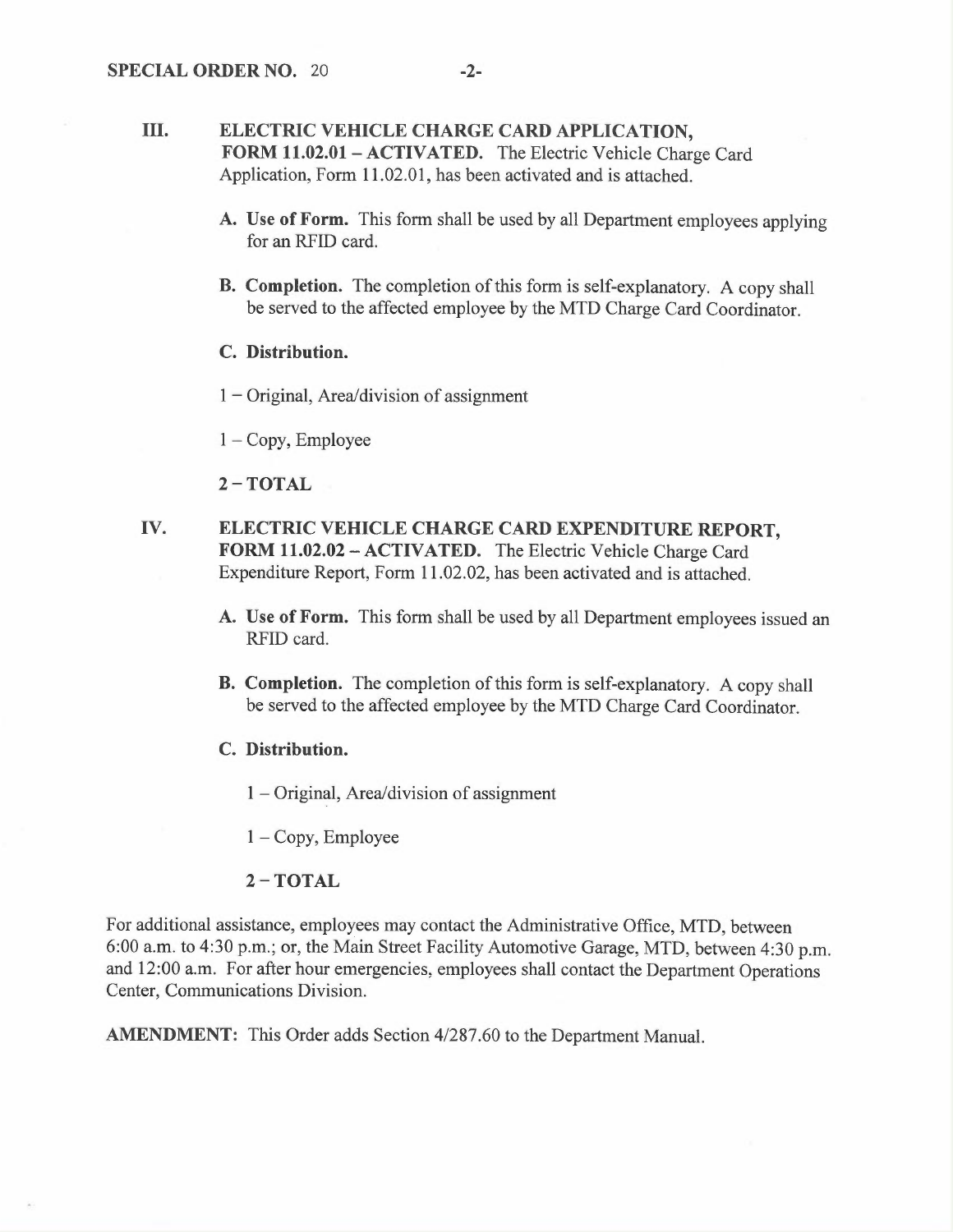III. **ELECTRIC VEHICLE CHARGE CARD APPLICATION, FORM 11.02.01 – ACTIVATED.** The Electric Vehicle Charge Card Application, Form 11.02.01, has been activated and is attached.

**A. Use of Form.** This form shall be used by all Department employees applying for an RFID card.

**B. Completion.** The completion of this form is self-explanatory. A copy shall be served to the affected employee by the MTD Charge Card Coordinator.

**C. Distribution.**

1 – Original, Area/division of assignment

1 – Copy, Employee

**2 – TOTAL**

IV. **ELECTRIC VEHICLE CHARGE CARD EXPENDITURE REPORT, FORM 11.02.02 – ACTIVATED.** The Electric Vehicle Charge Card Expenditure Report, Form 11.02.02, has been activated and is attached.

**A. Use of Form.** This form shall be used by all Department employees issued an RFID card.

**B. Completion.** The completion of this form is self-explanatory. A copy shall be served to the affected employee by the MTD Charge Card Coordinator.

**C. Distribution.**

1 – Original, Area/division of assignment

1 – Copy, Employee

**2 – TOTAL**

For additional assistance, employees may contact the Administrative Office, MTD, between 6:00 a.m. to 4:30 p.m.; or, the Main Street Facility Automotive Garage, MTD, between 4:30 p.m. and 12:00 a.m. For after hour emergencies, employees shall contact the Department Operations Center, Communications Division.

**AMENDMENT:** This Order adds Section 4/287.60 to the Department Manual.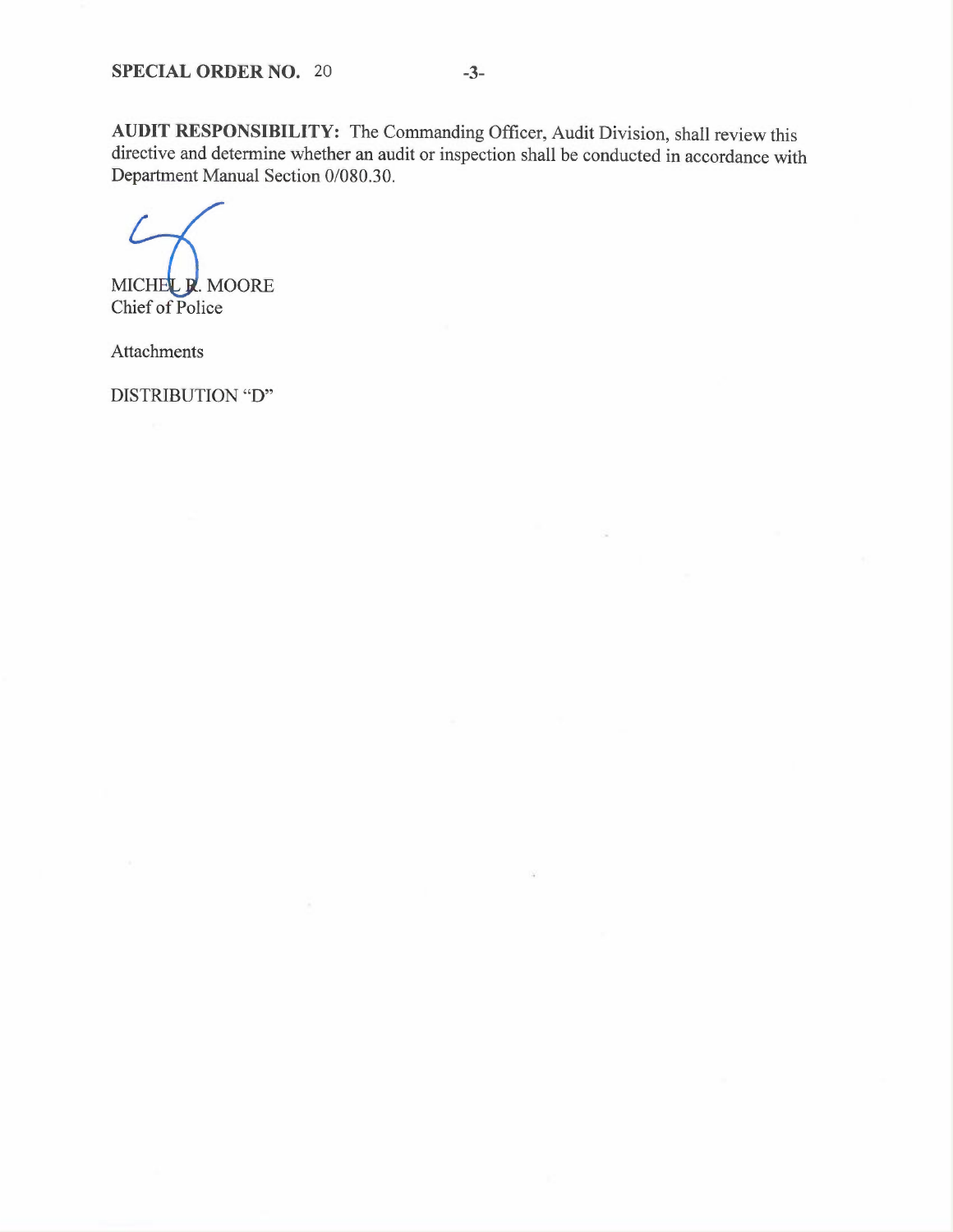**AUDIT RESPONSIBILITY:** The Commanding Officer, Audit Division, shall review this directive and determine whether an audit or inspection shall be conducted in accordance with Department Manual Section 0/080.30.

MICHEL R. MOORE
Chief of Police

Attachments

DISTRIBUTION "D"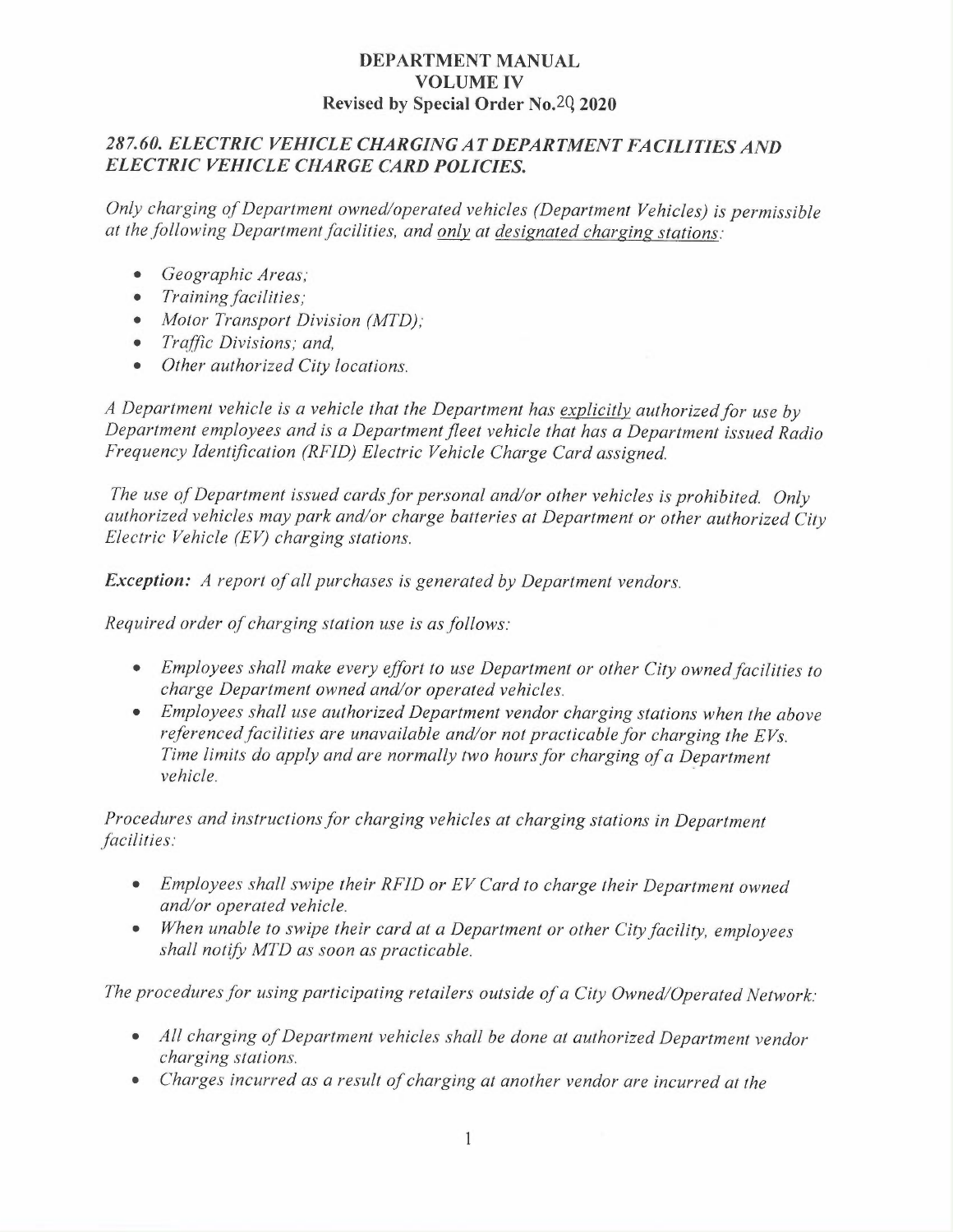**DEPARTMENT MANUAL**
**VOLUME IV**
**Revised by Special Order No.29 2020**

## *287.60. ELECTRIC VEHICLE CHARGING AT DEPARTMENT FACILITIES AND ELECTRIC VEHICLE CHARGE CARD POLICIES.*

*Only charging of Department owned/operated vehicles (Department Vehicles) is permissible at the following Department facilities, and only at designated charging stations:*

- *Geographic Areas;*
- *Training facilities;*
- *Motor Transport Division (MTD);*
- *Traffic Divisions; and,*
- *Other authorized City locations.*

*A Department vehicle is a vehicle that the Department has explicitly authorized for use by Department employees and is a Department fleet vehicle that has a Department issued Radio Frequency Identification (RFID) Electric Vehicle Charge Card assigned.*

*The use of Department issued cards for personal and/or other vehicles is prohibited. Only authorized vehicles may park and/or charge batteries at Department or other authorized City Electric Vehicle (EV) charging stations.*

***Exception:*** *A report of all purchases is generated by Department vendors.*

*Required order of charging station use is as follows:*

- *Employees shall make every effort to use Department or other City owned facilities to charge Department owned and/or operated vehicles.*
- *Employees shall use authorized Department vendor charging stations when the above referenced facilities are unavailable and/or not practicable for charging the EVs. Time limits do apply and are normally two hours for charging of a Department vehicle.*

*Procedures and instructions for charging vehicles at charging stations in Department facilities:*

- *Employees shall swipe their RFID or EV Card to charge their Department owned and/or operated vehicle.*
- *When unable to swipe their card at a Department or other City facility, employees shall notify MTD as soon as practicable.*

*The procedures for using participating retailers outside of a City Owned/Operated Network:*

- *All charging of Department vehicles shall be done at authorized Department vendor charging stations.*
- *Charges incurred as a result of charging at another vendor are incurred at the*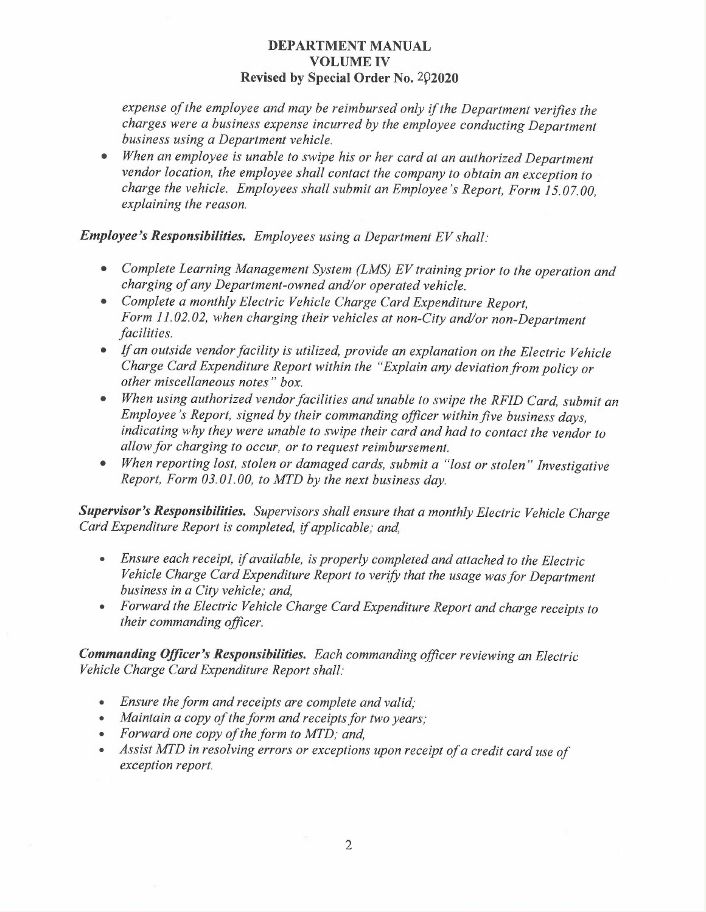*expense of the employee and may be reimbursed only if the Department verifies the charges were a business expense incurred by the employee conducting Department business using a Department vehicle.*

- *When an employee is unable to swipe his or her card at an authorized Department vendor location, the employee shall contact the company to obtain an exception to charge the vehicle. Employees shall submit an Employee's Report, Form 15.07.00, explaining the reason.*

***Employee's Responsibilities.*** *Employees using a Department EV shall:*

- *Complete Learning Management System (LMS) EV training prior to the operation and charging of any Department-owned and/or operated vehicle.*
- *Complete a monthly Electric Vehicle Charge Card Expenditure Report, Form 11.02.02, when charging their vehicles at non-City and/or non-Department facilities.*
- *If an outside vendor facility is utilized, provide an explanation on the Electric Vehicle Charge Card Expenditure Report within the "Explain any deviation from policy or other miscellaneous notes" box.*
- *When using authorized vendor facilities and unable to swipe the RFID Card, submit an Employee's Report, signed by their commanding officer within five business days, indicating why they were unable to swipe their card and had to contact the vendor to allow for charging to occur, or to request reimbursement.*
- *When reporting lost, stolen or damaged cards, submit a "lost or stolen" Investigative Report, Form 03.01.00, to MTD by the next business day.*

***Supervisor's Responsibilities.*** *Supervisors shall ensure that a monthly Electric Vehicle Charge Card Expenditure Report is completed, if applicable; and,*

- *Ensure each receipt, if available, is properly completed and attached to the Electric Vehicle Charge Card Expenditure Report to verify that the usage was for Department business in a City vehicle; and,*
- *Forward the Electric Vehicle Charge Card Expenditure Report and charge receipts to their commanding officer.*

***Commanding Officer's Responsibilities.*** *Each commanding officer reviewing an Electric Vehicle Charge Card Expenditure Report shall:*

- *Ensure the form and receipts are complete and valid;*
- *Maintain a copy of the form and receipts for two years;*
- *Forward one copy of the form to MTD; and,*
- *Assist MTD in resolving errors or exceptions upon receipt of a credit card use of exception report.*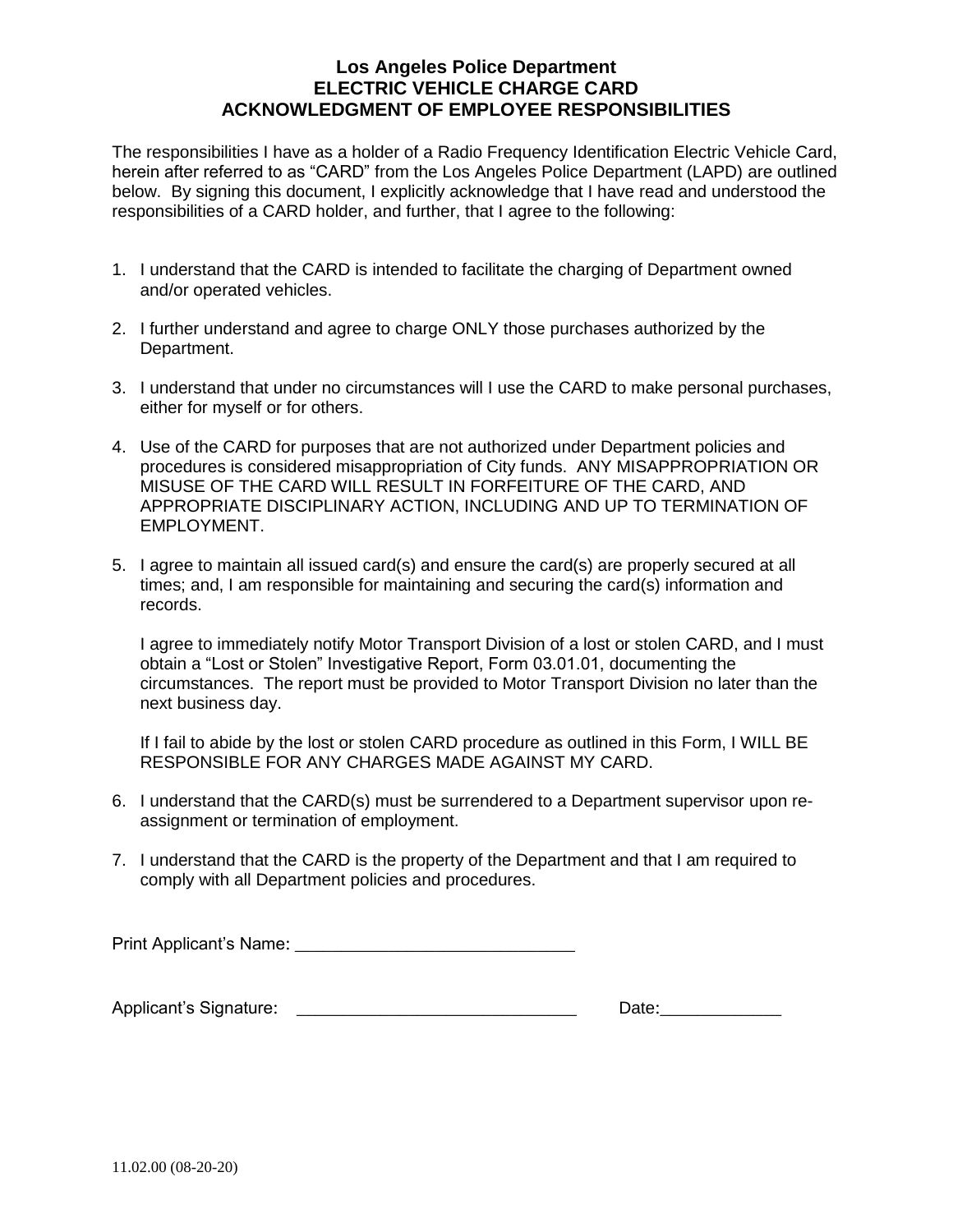# Los Angeles Police Department
## ELECTRIC VEHICLE CHARGE CARD
## ACKNOWLEDGMENT OF EMPLOYEE RESPONSIBILITIES

The responsibilities I have as a holder of a Radio Frequency Identification Electric Vehicle Card, herein after referred to as "CARD" from the Los Angeles Police Department (LAPD) are outlined below. By signing this document, I explicitly acknowledge that I have read and understood the responsibilities of a CARD holder, and further, that I agree to the following:

1. I understand that the CARD is intended to facilitate the charging of Department owned and/or operated vehicles.

2. I further understand and agree to charge ONLY those purchases authorized by the Department.

3. I understand that under no circumstances will I use the CARD to make personal purchases, either for myself or for others.

4. Use of the CARD for purposes that are not authorized under Department policies and procedures is considered misappropriation of City funds. ANY MISAPPROPRIATION OR MISUSE OF THE CARD WILL RESULT IN FORFEITURE OF THE CARD, AND APPROPRIATE DISCIPLINARY ACTION, INCLUDING AND UP TO TERMINATION OF EMPLOYMENT.

5. I agree to maintain all issued card(s) and ensure the card(s) are properly secured at all times; and, I am responsible for maintaining and securing the card(s) information and records.

   I agree to immediately notify Motor Transport Division of a lost or stolen CARD, and I must obtain a "Lost or Stolen" Investigative Report, Form 03.01.01, documenting the circumstances. The report must be provided to Motor Transport Division no later than the next business day.

   If I fail to abide by the lost or stolen CARD procedure as outlined in this Form, I WILL BE RESPONSIBLE FOR ANY CHARGES MADE AGAINST MY CARD.

6. I understand that the CARD(s) must be surrendered to a Department supervisor upon re-assignment or termination of employment.

7. I understand that the CARD is the property of the Department and that I am required to comply with all Department policies and procedures.

Print Applicant's Name: ______________________________

Applicant's Signature: ______________________________ Date:_____________

11.02.00 (08-20-20)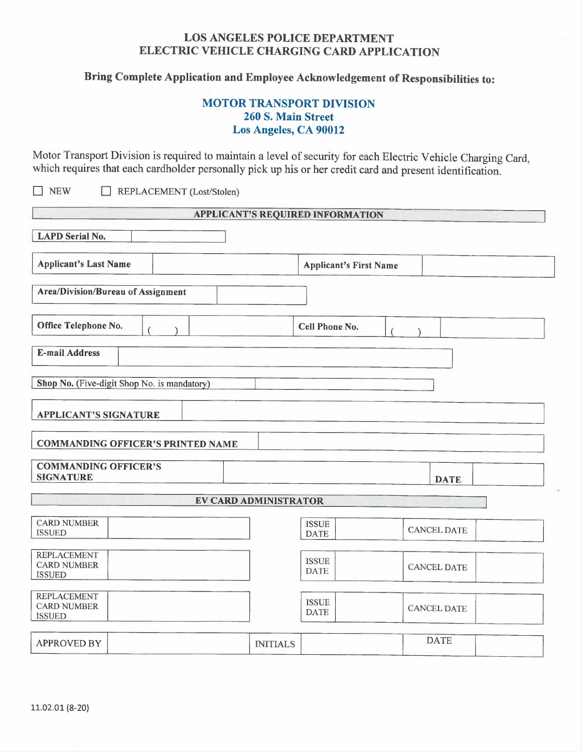# LOS ANGELES POLICE DEPARTMENT
# ELECTRIC VEHICLE CHARGING CARD APPLICATION

## Bring Complete Application and Employee Acknowledgement of Responsibilities to:

**MOTOR TRANSPORT DIVISION**
**260 S. Main Street**
**Los Angeles, CA 90012**

Motor Transport Division is required to maintain a level of security for each Electric Vehicle Charging Card, which requires that each cardholder personally pick up his or her credit card and present identification.

☐ NEW ☐ REPLACEMENT (Lost/Stolen)

| APPLICANT'S REQUIRED INFORMATION | | | |
|---|---|---|---|
| **LAPD Serial No.** | | | |
| **Applicant's Last Name** | | **Applicant's First Name** | |
| **Area/Division/Bureau of Assignment** | | | |
| **Office Telephone No.** | (   ) | **Cell Phone No.** | (   ) |
| **E-mail Address** | | | |
| **Shop No.** (Five-digit Shop No. is mandatory) | | | |
| **APPLICANT'S SIGNATURE** | | | |
| **COMMANDING OFFICER'S PRINTED NAME** | | | |
| **COMMANDING OFFICER'S SIGNATURE** | | **DATE** | |

| EV CARD ADMINISTRATOR | | | | | |
|---|---|---|---|---|---|
| CARD NUMBER ISSUED | | ISSUE DATE | | CANCEL DATE | |
| REPLACEMENT CARD NUMBER ISSUED | | ISSUE DATE | | CANCEL DATE | |
| REPLACEMENT CARD NUMBER ISSUED | | ISSUE DATE | | CANCEL DATE | |
| APPROVED BY | | INITIALS | | DATE | |

11.02.01 (8-20)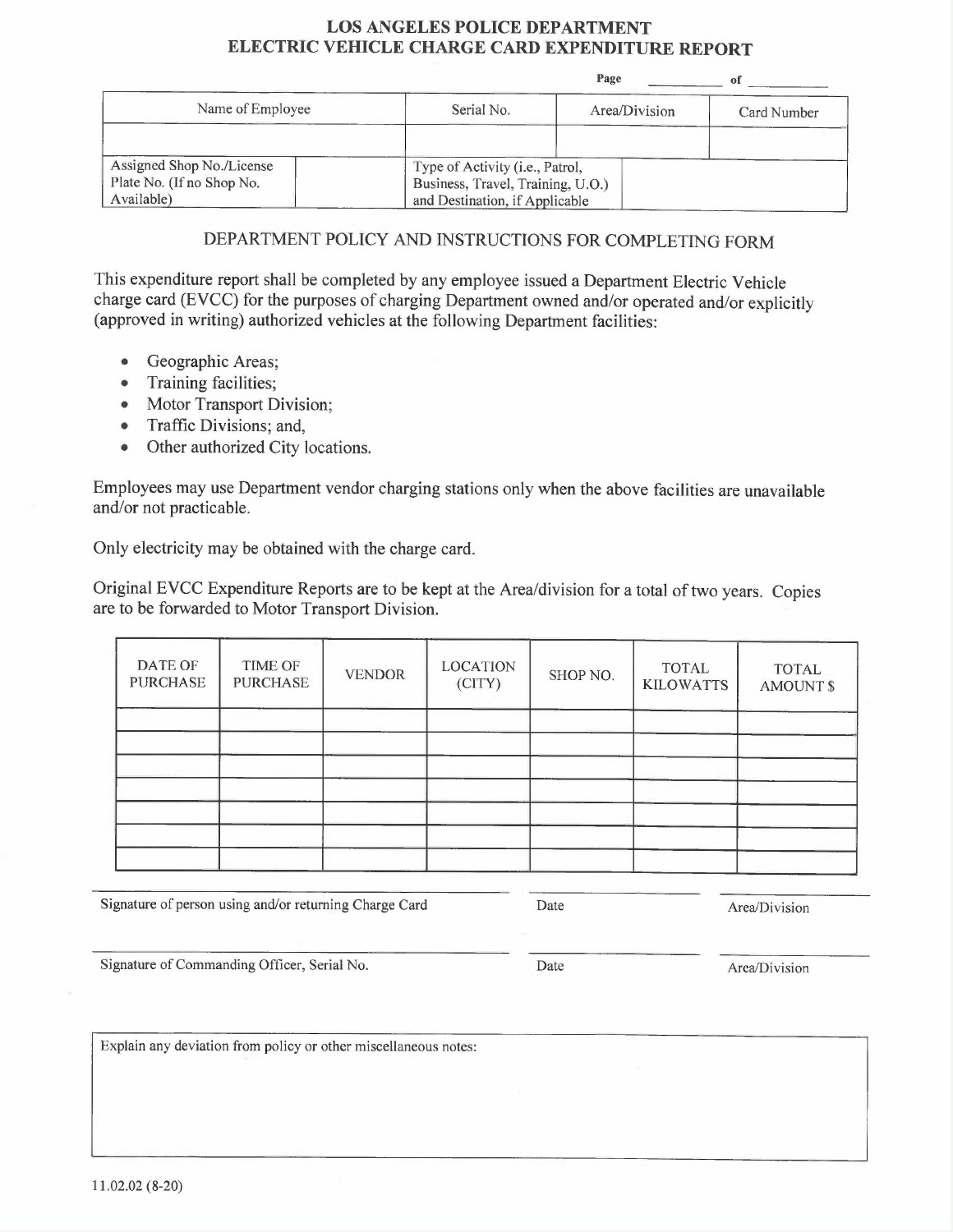# LOS ANGELES POLICE DEPARTMENT
# ELECTRIC VEHICLE CHARGE CARD EXPENDITURE REPORT

Page ________ of ________

| Name of Employee | | Serial No. | Area/Division | Card Number |
|---|---|---|---|---|
| | | | | |
| Assigned Shop No./License Plate No. (If no Shop No. Available) | | Type of Activity (i.e., Patrol, Business, Travel, Training, U.O.) and Destination, if Applicable | | |

## DEPARTMENT POLICY AND INSTRUCTIONS FOR COMPLETING FORM

This expenditure report shall be completed by any employee issued a Department Electric Vehicle charge card (EVCC) for the purposes of charging Department owned and/or operated and/or explicitly (approved in writing) authorized vehicles at the following Department facilities:

- Geographic Areas;
- Training facilities;
- Motor Transport Division;
- Traffic Divisions; and,
- Other authorized City locations.

Employees may use Department vendor charging stations only when the above facilities are unavailable and/or not practicable.

Only electricity may be obtained with the charge card.

Original EVCC Expenditure Reports are to be kept at the Area/division for a total of two years. Copies are to be forwarded to Motor Transport Division.

| DATE OF PURCHASE | TIME OF PURCHASE | VENDOR | LOCATION (CITY) | SHOP NO. | TOTAL KILOWATTS | TOTAL AMOUNT $ |
|---|---|---|---|---|---|---|
| | | | | | | |
| | | | | | | |
| | | | | | | |
| | | | | | | |
| | | | | | | |
| | | | | | | |
| | | | | | | |

Signature of person using and/or returning Charge Card ________ Date ________ Area/Division ________

Signature of Commanding Officer, Serial No. ________ Date ________ Area/Division ________

Explain any deviation from policy or other miscellaneous notes:

11.02.02 (8-20)